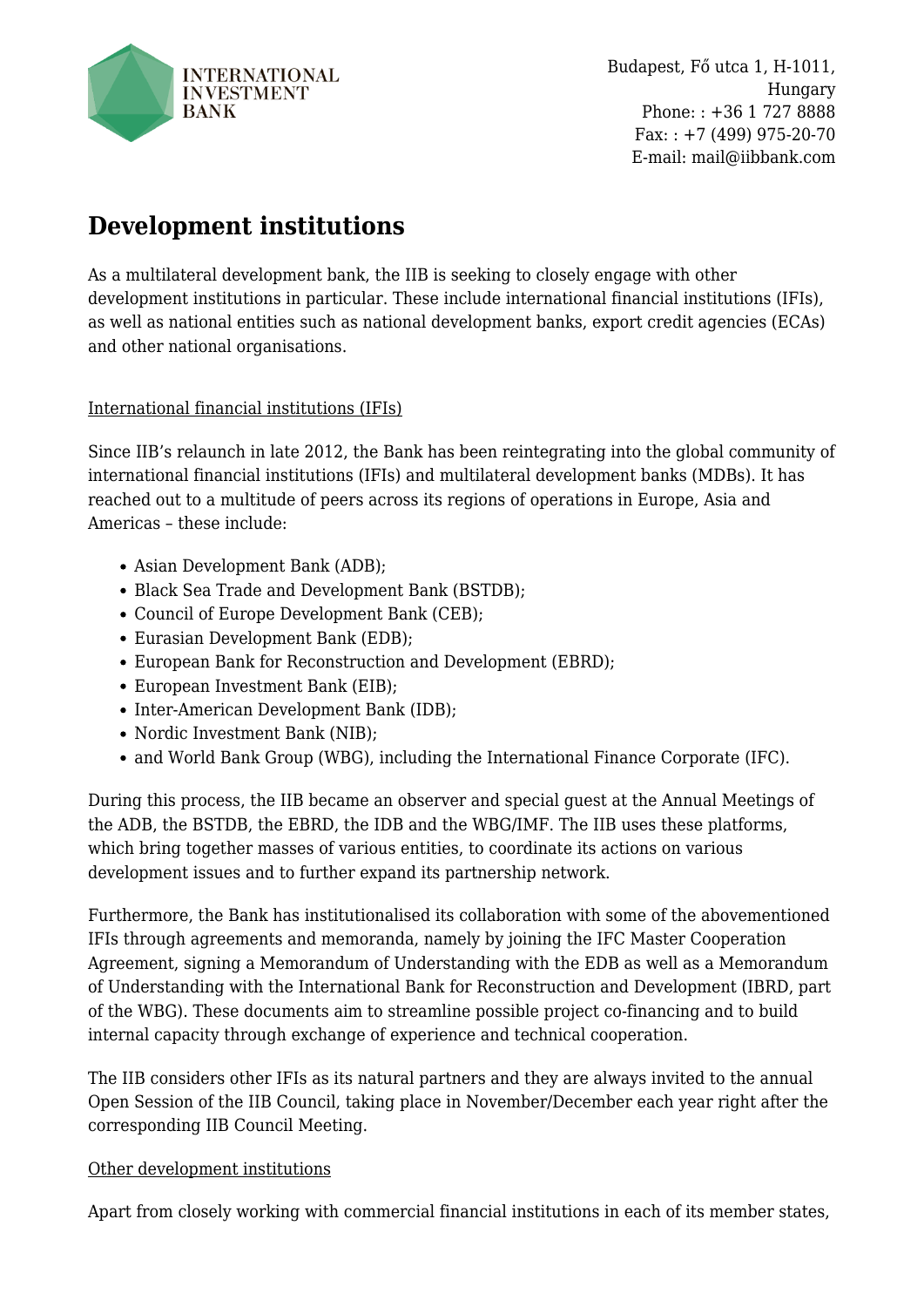INTERNATIONAL INVESTMENT BANK

Budapest, Fő utca 1, H-1011, Hungary
Phone: : +36 1 727 8888
Fax: : +7 (499) 975-20-70
E-mail: mail@iibbank.com

# Development institutions

As a multilateral development bank, the IIB is seeking to closely engage with other development institutions in particular. These include international financial institutions (IFIs), as well as national entities such as national development banks, export credit agencies (ECAs) and other national organisations.

International financial institutions (IFIs)

Since IIB's relaunch in late 2012, the Bank has been reintegrating into the global community of international financial institutions (IFIs) and multilateral development banks (MDBs). It has reached out to a multitude of peers across its regions of operations in Europe, Asia and Americas – these include:

- Asian Development Bank (ADB);
- Black Sea Trade and Development Bank (BSTDB);
- Council of Europe Development Bank (CEB);
- Eurasian Development Bank (EDB);
- European Bank for Reconstruction and Development (EBRD);
- European Investment Bank (EIB);
- Inter-American Development Bank (IDB);
- Nordic Investment Bank (NIB);
- and World Bank Group (WBG), including the International Finance Corporate (IFC).

During this process, the IIB became an observer and special guest at the Annual Meetings of the ADB, the BSTDB, the EBRD, the IDB and the WBG/IMF. The IIB uses these platforms, which bring together masses of various entities, to coordinate its actions on various development issues and to further expand its partnership network.

Furthermore, the Bank has institutionalised its collaboration with some of the abovementioned IFIs through agreements and memoranda, namely by joining the IFC Master Cooperation Agreement, signing a Memorandum of Understanding with the EDB as well as a Memorandum of Understanding with the International Bank for Reconstruction and Development (IBRD, part of the WBG). These documents aim to streamline possible project co-financing and to build internal capacity through exchange of experience and technical cooperation.

The IIB considers other IFIs as its natural partners and they are always invited to the annual Open Session of the IIB Council, taking place in November/December each year right after the corresponding IIB Council Meeting.

Other development institutions

Apart from closely working with commercial financial institutions in each of its member states,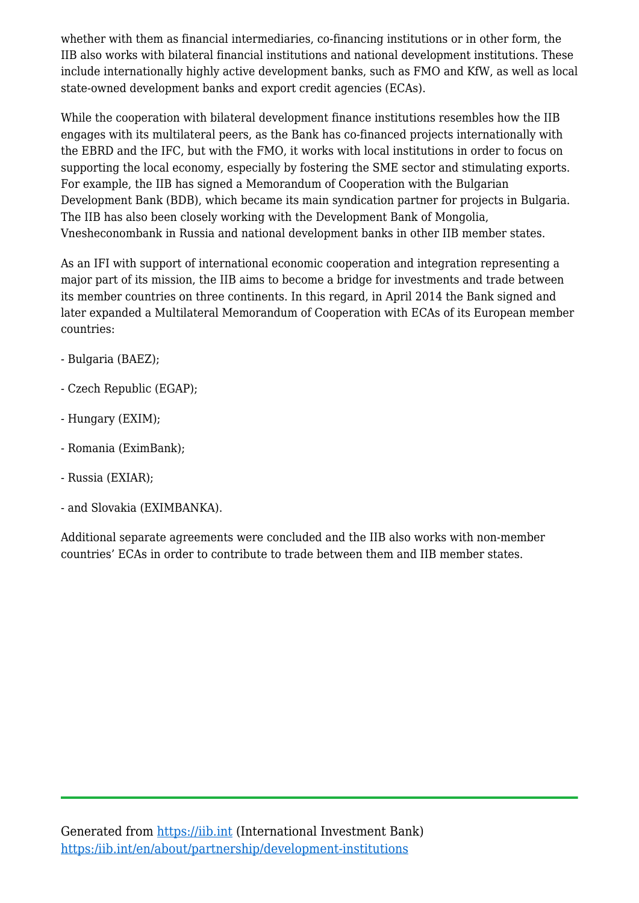whether with them as financial intermediaries, co-financing institutions or in other form, the IIB also works with bilateral financial institutions and national development institutions. These include internationally highly active development banks, such as FMO and KfW, as well as local state-owned development banks and export credit agencies (ECAs).

While the cooperation with bilateral development finance institutions resembles how the IIB engages with its multilateral peers, as the Bank has co-financed projects internationally with the EBRD and the IFC, but with the FMO, it works with local institutions in order to focus on supporting the local economy, especially by fostering the SME sector and stimulating exports. For example, the IIB has signed a Memorandum of Cooperation with the Bulgarian Development Bank (BDB), which became its main syndication partner for projects in Bulgaria. The IIB has also been closely working with the Development Bank of Mongolia, Vnesheconombank in Russia and national development banks in other IIB member states.

As an IFI with support of international economic cooperation and integration representing a major part of its mission, the IIB aims to become a bridge for investments and trade between its member countries on three continents. In this regard, in April 2014 the Bank signed and later expanded a Multilateral Memorandum of Cooperation with ECAs of its European member countries:

- Bulgaria (BAEZ);

- Czech Republic (EGAP);

- Hungary (EXIM);

- Romania (EximBank);

- Russia (EXIAR);

- and Slovakia (EXIMBANKA).

Additional separate agreements were concluded and the IIB also works with non-member countries' ECAs in order to contribute to trade between them and IIB member states.

Generated from https://iib.int (International Investment Bank)
https:/iib.int/en/about/partnership/development-institutions